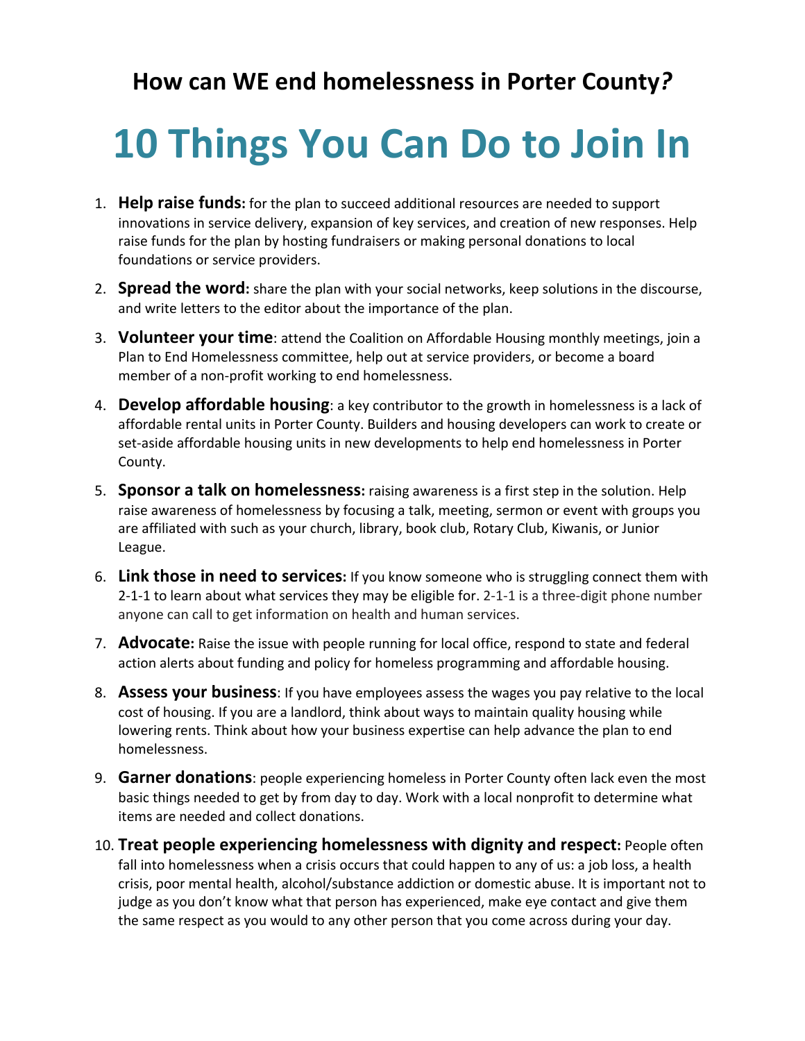## How can WE end homelessness in Porter County?

# 10 Things You Can Do to Join In

1. **Help raise funds:** for the plan to succeed additional resources are needed to support innovations in service delivery, expansion of key services, and creation of new responses. Help raise funds for the plan by hosting fundraisers or making personal donations to local foundations or service providers.
2. **Spread the word:** share the plan with your social networks, keep solutions in the discourse, and write letters to the editor about the importance of the plan.
3. **Volunteer your time**: attend the Coalition on Affordable Housing monthly meetings, join a Plan to End Homelessness committee, help out at service providers, or become a board member of a non-profit working to end homelessness.
4. **Develop affordable housing**: a key contributor to the growth in homelessness is a lack of affordable rental units in Porter County. Builders and housing developers can work to create or set-aside affordable housing units in new developments to help end homelessness in Porter County.
5. **Sponsor a talk on homelessness:** raising awareness is a first step in the solution. Help raise awareness of homelessness by focusing a talk, meeting, sermon or event with groups you are affiliated with such as your church, library, book club, Rotary Club, Kiwanis, or Junior League.
6. **Link those in need to services:** If you know someone who is struggling connect them with 2-1-1 to learn about what services they may be eligible for. 2-1-1 is a three-digit phone number anyone can call to get information on health and human services.
7. **Advocate:** Raise the issue with people running for local office, respond to state and federal action alerts about funding and policy for homeless programming and affordable housing.
8. **Assess your business**: If you have employees assess the wages you pay relative to the local cost of housing. If you are a landlord, think about ways to maintain quality housing while lowering rents. Think about how your business expertise can help advance the plan to end homelessness.
9. **Garner donations**: people experiencing homeless in Porter County often lack even the most basic things needed to get by from day to day. Work with a local nonprofit to determine what items are needed and collect donations.
10. **Treat people experiencing homelessness with dignity and respect:** People often fall into homelessness when a crisis occurs that could happen to any of us: a job loss, a health crisis, poor mental health, alcohol/substance addiction or domestic abuse. It is important not to judge as you don't know what that person has experienced, make eye contact and give them the same respect as you would to any other person that you come across during your day.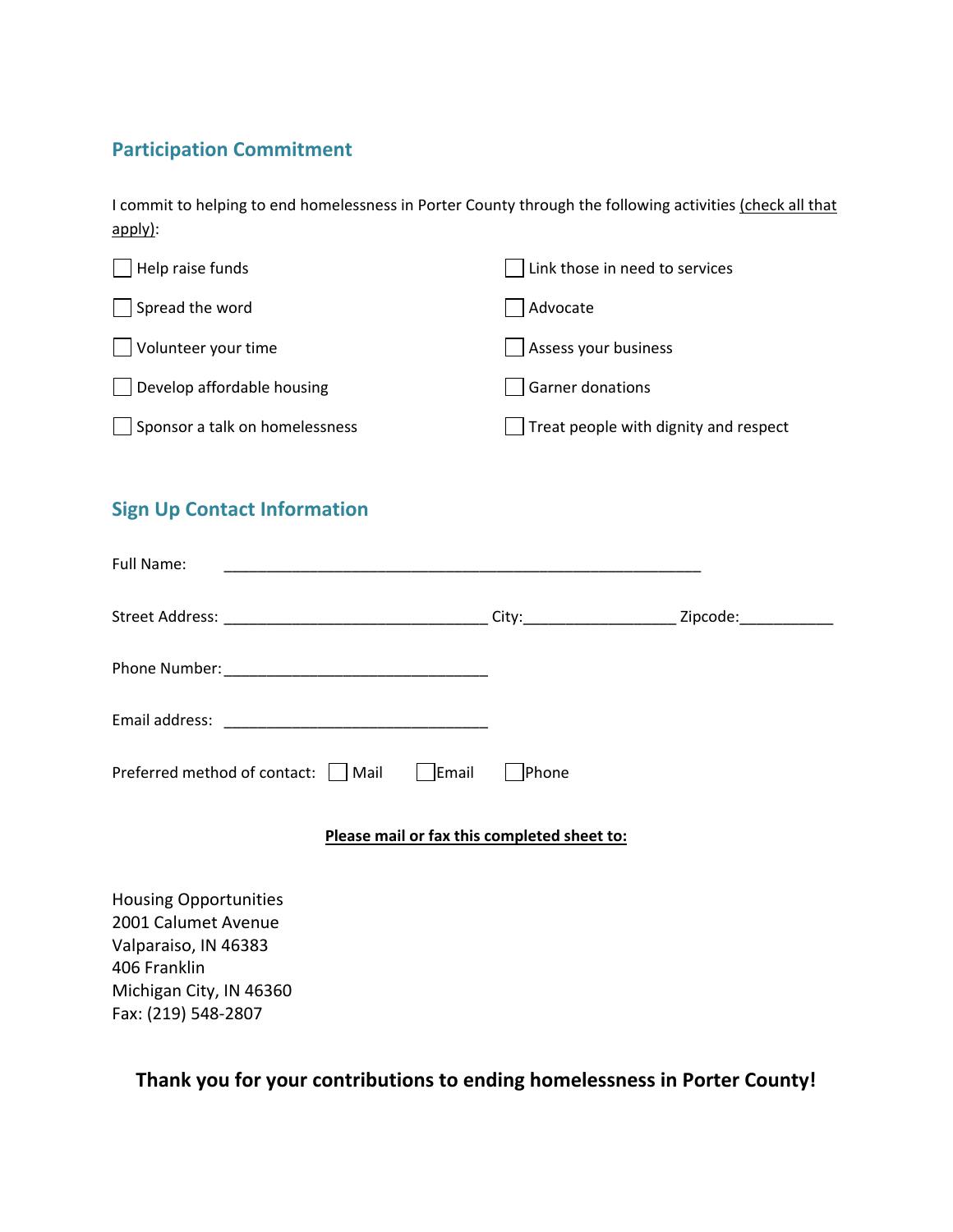## Participation Commitment

I commit to helping to end homelessness in Porter County through the following activities (check all that apply):

- ☐ Help raise funds
- ☐ Spread the word
- ☐ Volunteer your time
- ☐ Develop affordable housing
- ☐ Sponsor a talk on homelessness
- ☐ Link those in need to services
- ☐ Advocate
- ☐ Assess your business
- ☐ Garner donations
- ☐ Treat people with dignity and respect

## Sign Up Contact Information

Full Name: ____________________________________________________________

Street Address: _________________________________ City:___________________ Zipcode:___________

Phone Number: _________________________________

Email address: _________________________________

Preferred method of contact: ☐ Mail ☐ Email ☐ Phone

**Please mail or fax this completed sheet to:**

Housing Opportunities
2001 Calumet Avenue
Valparaiso, IN 46383
406 Franklin
Michigan City, IN 46360
Fax: (219) 548-2807

**Thank you for your contributions to ending homelessness in Porter County!**